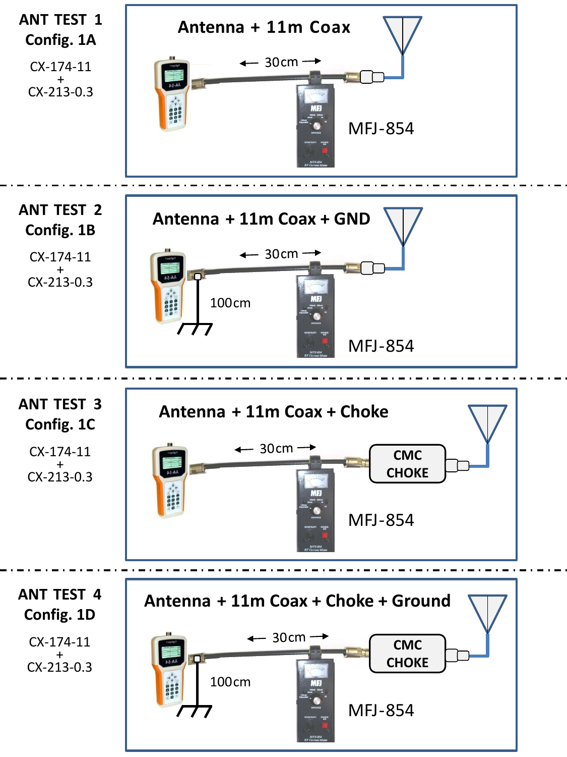**ANT TEST 1**
**Config. 1A**

CX-174-11
+
CX-213-0.3

**Antenna + 11m Coax**

← 30cm →

MFJ-854

---

**ANT TEST 2**
**Config. 1B**

CX-174-11
+
CX-213-0.3

**Antenna + 11m Coax + GND**

← 30cm →

100cm

MFJ-854

---

**ANT TEST 3**
**Config. 1C**

CX-174-11
+
CX-213-0.3

**Antenna + 11m Coax + Choke**

← 30cm →

CMC CHOKE

MFJ-854

---

**ANT TEST 4**
**Config. 1D**

CX-174-11
+
CX-213-0.3

**Antenna + 11m Coax + Choke + Ground**

← 30cm →

100cm

CMC CHOKE

MFJ-854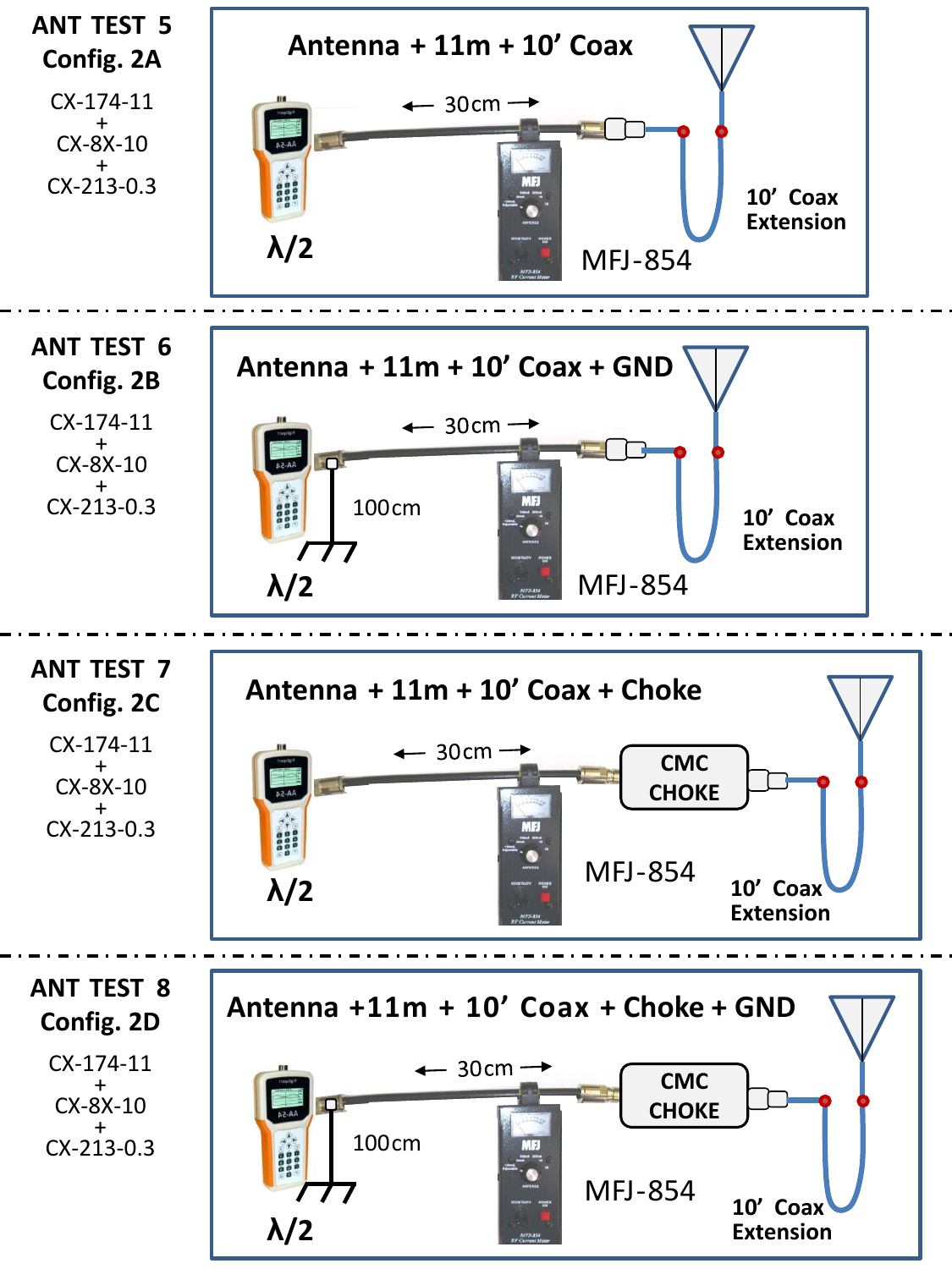**ANT TEST 5**
**Config. 2A**

CX-174-11
+
CX-8X-10
+
CX-213-0.3

**Antenna + 11m + 10' Coax**

← 30cm →

λ/2

MFJ-854

**10' Coax Extension**

---

**ANT TEST 6**
**Config. 2B**

CX-174-11
+
CX-8X-10
+
CX-213-0.3

**Antenna + 11m + 10' Coax + GND**

← 30cm →

100cm

λ/2

MFJ-854

**10' Coax Extension**

---

**ANT TEST 7**
**Config. 2C**

CX-174-11
+
CX-8X-10
+
CX-213-0.3

**Antenna + 11m + 10' Coax + Choke**

← 30cm →

CMC CHOKE

λ/2

MFJ-854

**10' Coax Extension**

---

**ANT TEST 8**
**Config. 2D**

CX-174-11
+
CX-8X-10
+
CX-213-0.3

**Antenna +11m + 10' Coax + Choke + GND**

← 30cm →

CMC CHOKE

100cm

λ/2

MFJ-854

**10' Coax Extension**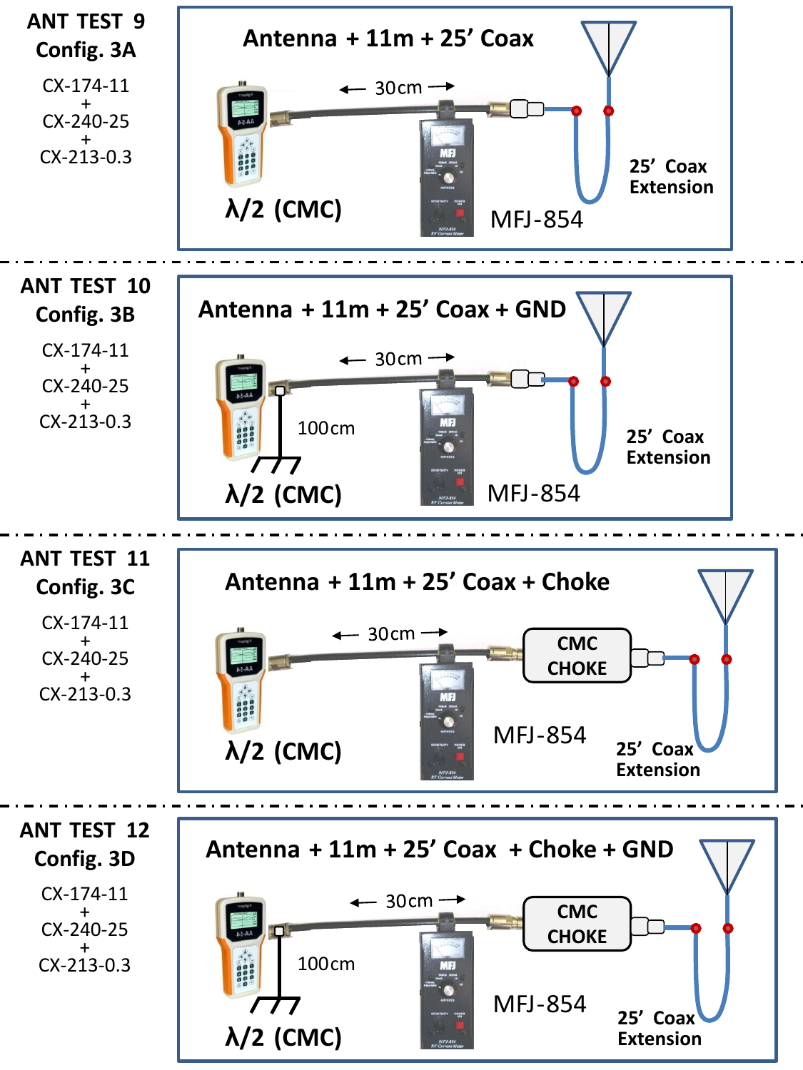**ANT TEST 9**
**Config. 3A**

CX-174-11
+
CX-240-25
+
CX-213-0.3

**Antenna + 11m + 25' Coax**

← 30cm →

**λ/2 (CMC)**

MFJ-854

**25' Coax Extension**

---

**ANT TEST 10**
**Config. 3B**

CX-174-11
+
CX-240-25
+
CX-213-0.3

**Antenna + 11m + 25' Coax + GND**

← 30cm →

100cm

**λ/2 (CMC)**

MFJ-854

**25' Coax Extension**

---

**ANT TEST 11**
**Config. 3C**

CX-174-11
+
CX-240-25
+
CX-213-0.3

**Antenna + 11m + 25' Coax + Choke**

← 30cm →

CMC CHOKE

**λ/2 (CMC)**

MFJ-854

**25' Coax Extension**

---

**ANT TEST 12**
**Config. 3D**

CX-174-11
+
CX-240-25
+
CX-213-0.3

**Antenna + 11m + 25' Coax + Choke + GND**

← 30cm →

CMC CHOKE

100cm

**λ/2 (CMC)**

MFJ-854

**25' Coax Extension**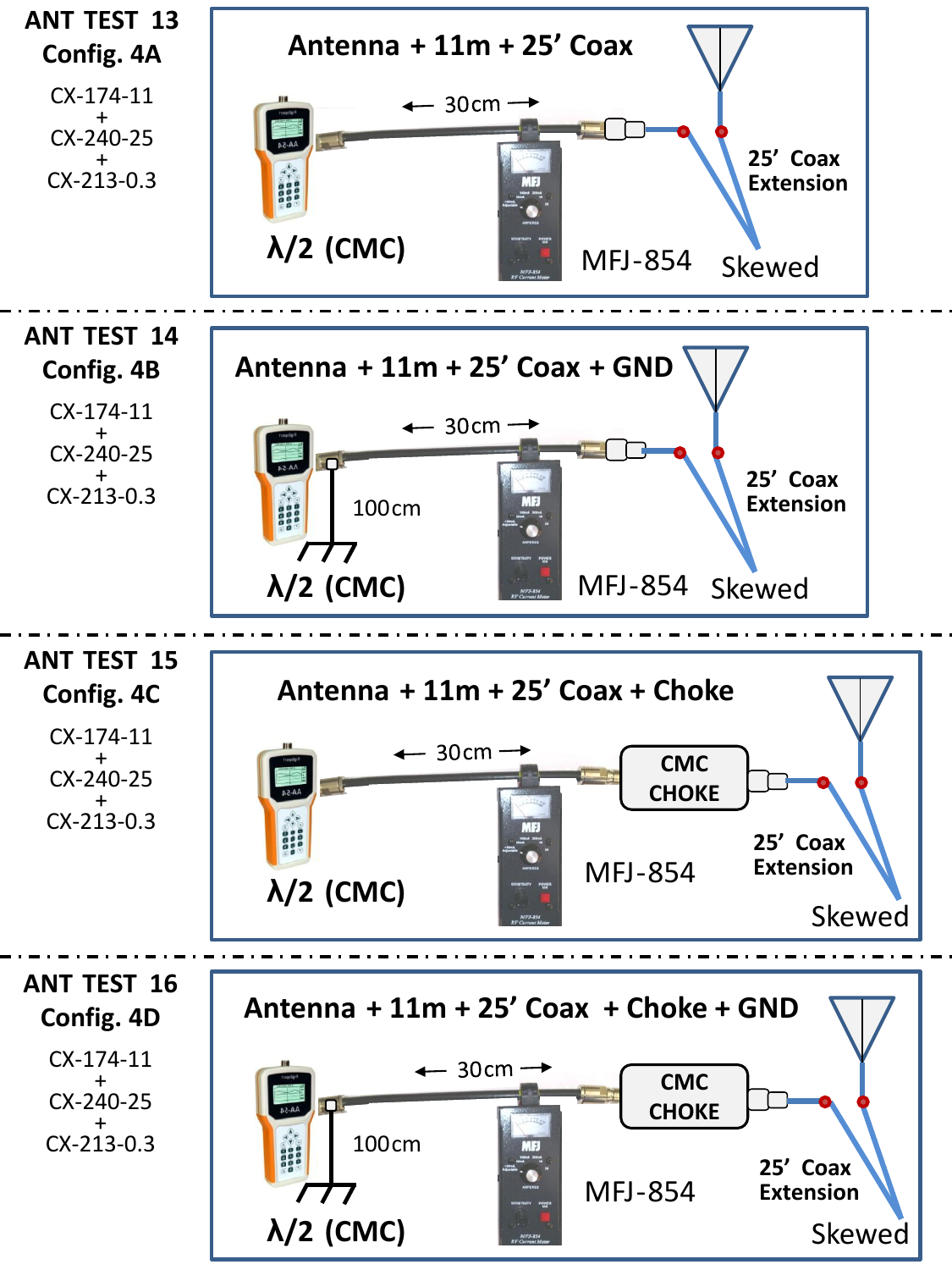**ANT TEST 13**
**Config. 4A**

CX-174-11
+
CX-240-25
+
CX-213-0.3

**Antenna + 11m + 25' Coax**

← 30cm →

**λ/2 (CMC)**

MFJ-854

**25' Coax Extension**

Skewed

---

**ANT TEST 14**
**Config. 4B**

CX-174-11
+
CX-240-25
+
CX-213-0.3

**Antenna + 11m + 25' Coax + GND**

← 30cm →

100cm

**λ/2 (CMC)**

MFJ-854

**25' Coax Extension**

Skewed

---

**ANT TEST 15**
**Config. 4C**

CX-174-11
+
CX-240-25
+
CX-213-0.3

**Antenna + 11m + 25' Coax + Choke**

← 30cm →

CMC CHOKE

**λ/2 (CMC)**

MFJ-854

**25' Coax Extension**

Skewed

---

**ANT TEST 16**
**Config. 4D**

CX-174-11
+
CX-240-25
+
CX-213-0.3

**Antenna + 11m + 25' Coax + Choke + GND**

← 30cm →

CMC CHOKE

100cm

**λ/2 (CMC)**

MFJ-854

**25' Coax Extension**

Skewed